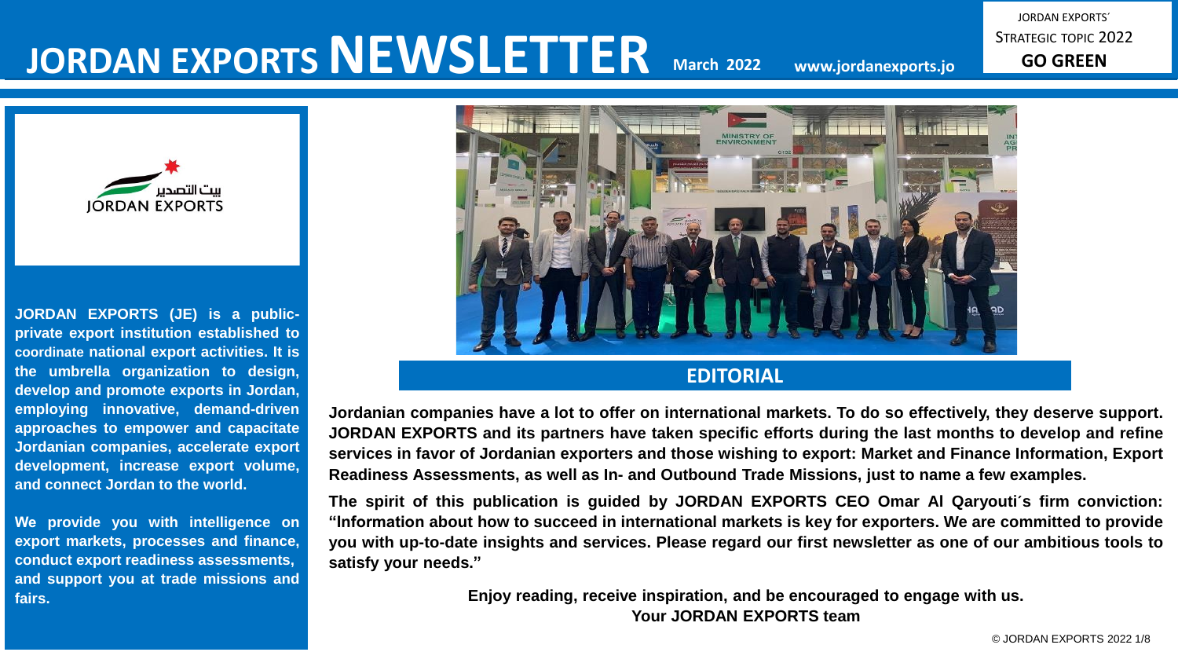# JORDAN EXPORTS NEWSLETTER

**March 2022** **www.jordanexports.jo**

JORDAN EXPORTS´
STRATEGIC TOPIC 2022
**GO GREEN**

**JORDAN EXPORTS (JE) is a public-private export institution established to coordinate national export activities. It is the umbrella organization to design, develop and promote exports in Jordan, employing innovative, demand-driven approaches to empower and capacitate Jordanian companies, accelerate export development, increase export volume, and connect Jordan to the world.**

**We provide you with intelligence on export markets, processes and finance, conduct export readiness assessments, and support you at trade missions and fairs.**

## EDITORIAL

**Jordanian companies have a lot to offer on international markets. To do so effectively, they deserve support. JORDAN EXPORTS and its partners have taken specific efforts during the last months to develop and refine services in favor of Jordanian exporters and those wishing to export: Market and Finance Information, Export Readiness Assessments, as well as In- and Outbound Trade Missions, just to name a few examples.**

**The spirit of this publication is guided by JORDAN EXPORTS CEO Omar Al Qaryouti´s firm conviction: "Information about how to succeed in international markets is key for exporters. We are committed to provide you with up-to-date insights and services. Please regard our first newsletter as one of our ambitious tools to satisfy your needs."**

**Enjoy reading, receive inspiration, and be encouraged to engage with us.**
**Your JORDAN EXPORTS team**

© JORDAN EXPORTS 2022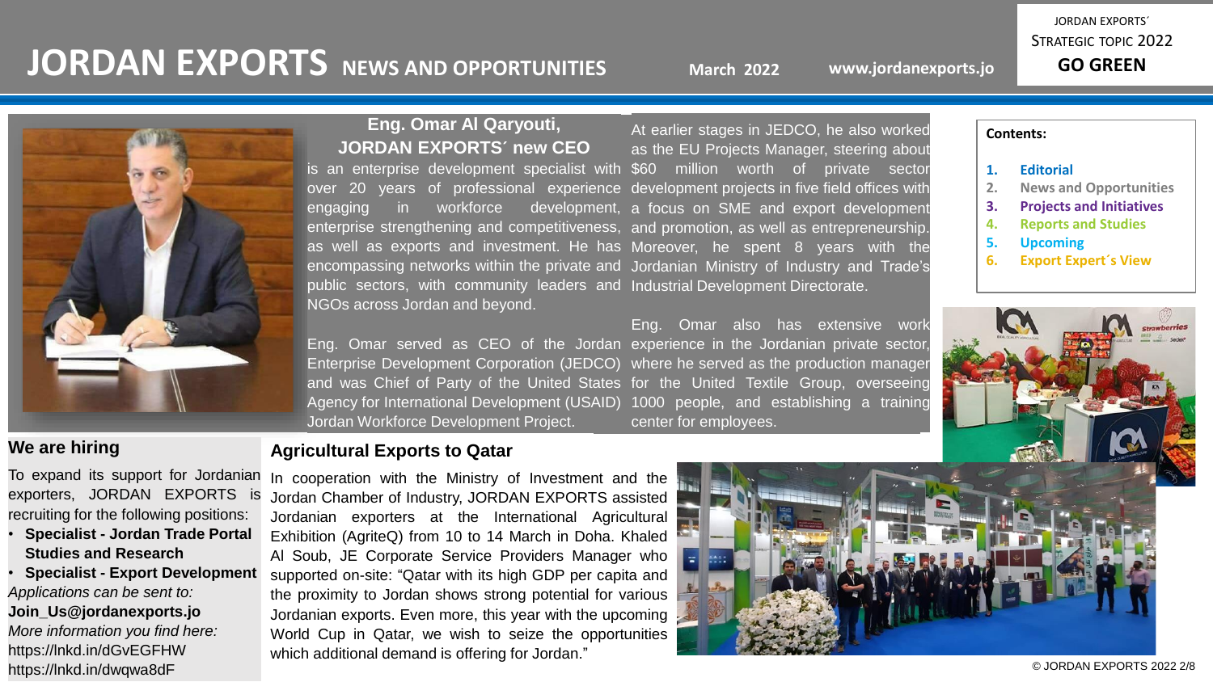# JORDAN EXPORTS NEWS AND OPPORTUNITIES

March 2022 www.jordanexports.jo

JORDAN EXPORTS´ STRATEGIC TOPIC 2022 **GO GREEN**

**Contents:**

1. Editorial
2. News and Opportunities
3. Projects and Initiatives
4. Reports and Studies
5. Upcoming
6. Export Expert´s View

## Eng. Omar Al Qaryouti, JORDAN EXPORTS´ new CEO

is an enterprise development specialist with over 20 years of professional experience engaging in workforce development, enterprise strengthening and competitiveness, as well as exports and investment. He has encompassing networks within the private and public sectors, with community leaders and NGOs across Jordan and beyond.

Eng. Omar served as CEO of the Jordan Enterprise Development Corporation (JEDCO) and was Chief of Party of the United States Agency for International Development (USAID) Jordan Workforce Development Project.

At earlier stages in JEDCO, he also worked as the EU Projects Manager, steering about $60 million worth of private sector development projects in five field offices with a focus on SME and export development and promotion, as well as entrepreneurship. Moreover, he spent 8 years with the Jordanian Ministry of Industry and Trade's Industrial Development Directorate.

Eng. Omar also has extensive work experience in the Jordanian private sector, where he served as the production manager for the United Textile Group, overseeing 1000 people, and establishing a training center for employees.

## We are hiring

To expand its support for Jordanian exporters, JORDAN EXPORTS is recruiting for the following positions:

- **Specialist - Jordan Trade Portal Studies and Research**
- **Specialist - Export Development**

*Applications can be sent to:*
**Join_Us@jordanexports.jo**
*More information you find here:*
https://lnkd.in/dGvEGFHW
https://lnkd.in/dwqwa8dF

## Agricultural Exports to Qatar

In cooperation with the Ministry of Investment and the Jordan Chamber of Industry, JORDAN EXPORTS assisted Jordanian exporters at the International Agricultural Exhibition (AgriteQ) from 10 to 14 March in Doha. Khaled Al Soub, JE Corporate Service Providers Manager who supported on-site: "Qatar with its high GDP per capita and the proximity to Jordan shows strong potential for various Jordanian exports. Even more, this year with the upcoming World Cup in Qatar, we wish to seize the opportunities which additional demand is offering for Jordan."

© JORDAN EXPORTS 2022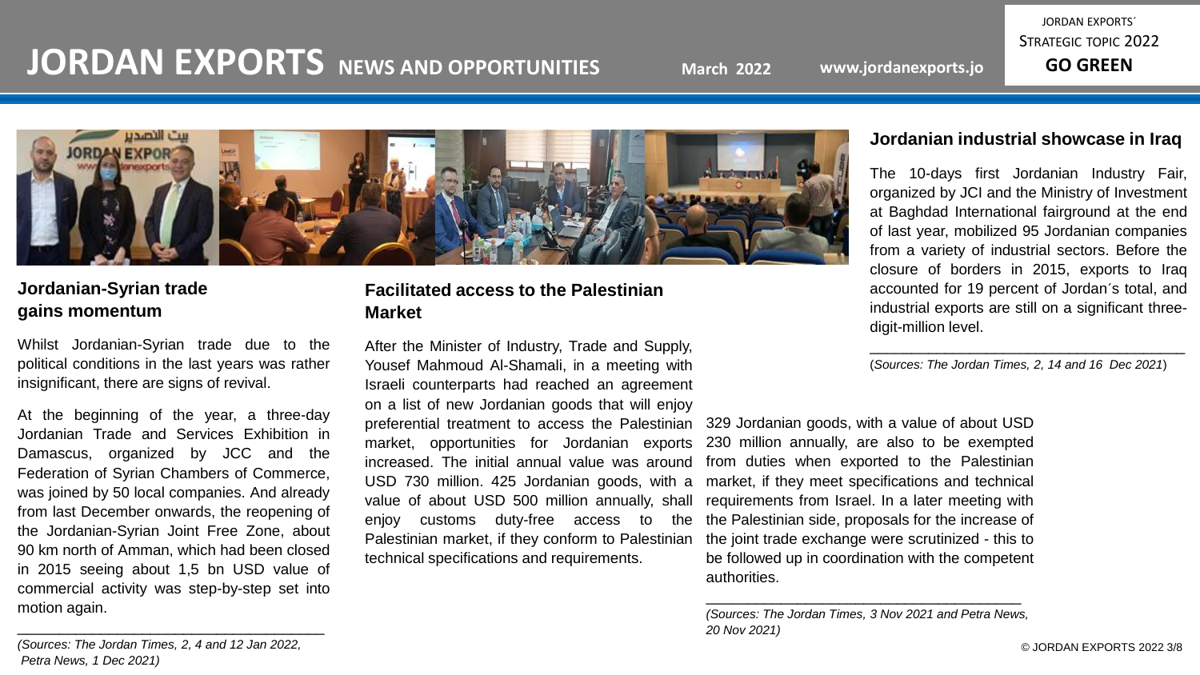## Jordanian-Syrian trade gains momentum

Whilst Jordanian-Syrian trade due to the political conditions in the last years was rather insignificant, there are signs of revival.

At the beginning of the year, a three-day Jordanian Trade and Services Exhibition in Damascus, organized by JCC and the Federation of Syrian Chambers of Commerce, was joined by 50 local companies. And already from last December onwards, the reopening of the Jordanian-Syrian Joint Free Zone, about 90 km north of Amman, which had been closed in 2015 seeing about 1,5 bn USD value of commercial activity was step-by-step set into motion again.

*(Sources: The Jordan Times, 2, 4 and 12 Jan 2022, Petra News, 1 Dec 2021)*

## Facilitated access to the Palestinian Market

After the Minister of Industry, Trade and Supply, Yousef Mahmoud Al-Shamali, in a meeting with Israeli counterparts had reached an agreement on a list of new Jordanian goods that will enjoy preferential treatment to access the Palestinian market, opportunities for Jordanian exports increased. The initial annual value was around USD 730 million. 425 Jordanian goods, with a value of about USD 500 million annually, shall enjoy customs duty-free access to the Palestinian market, if they conform to Palestinian technical specifications and requirements.

329 Jordanian goods, with a value of about USD 230 million annually, are also to be exempted from duties when exported to the Palestinian market, if they meet specifications and technical requirements from Israel. In a later meeting with the Palestinian side, proposals for the increase of the joint trade exchange were scrutinized - this to be followed up in coordination with the competent authorities.

*(Sources: The Jordan Times, 3 Nov 2021 and Petra News, 20 Nov 2021)*

## Jordanian industrial showcase in Iraq

The 10-days first Jordanian Industry Fair, organized by JCI and the Ministry of Investment at Baghdad International fairground at the end of last year, mobilized 95 Jordanian companies from a variety of industrial sectors. Before the closure of borders in 2015, exports to Iraq accounted for 19 percent of Jordan´s total, and industrial exports are still on a significant three-digit-million level.

(*Sources: The Jordan Times, 2, 14 and 16 Dec 2021*)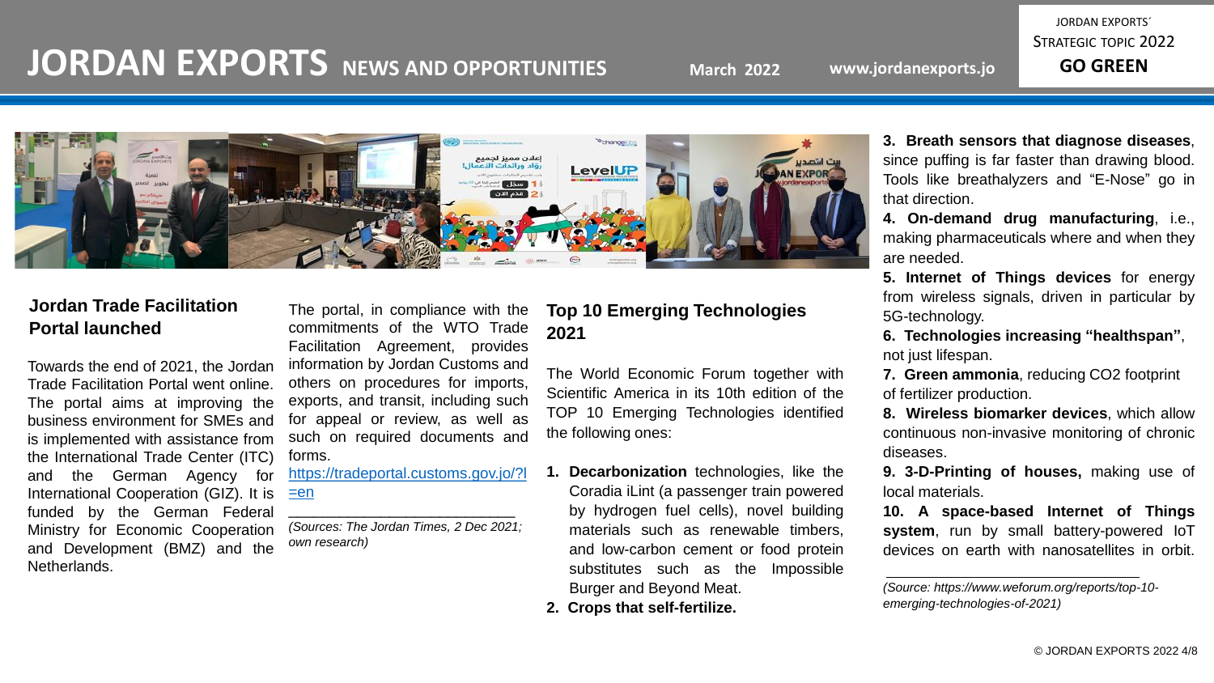# JORDAN EXPORTS NEWS AND OPPORTUNITIES

March 2022 www.jordanexports.jo

JORDAN EXPORTS´ STRATEGIC TOPIC 2022 **GO GREEN**

## Jordan Trade Facilitation Portal launched

Towards the end of 2021, the Jordan Trade Facilitation Portal went online. The portal aims at improving the business environment for SMEs and is implemented with assistance from the International Trade Center (ITC) and the German Agency for International Cooperation (GIZ). It is funded by the German Federal Ministry for Economic Cooperation and Development (BMZ) and the Netherlands.

The portal, in compliance with the commitments of the WTO Trade Facilitation Agreement, provides information by Jordan Customs and others on procedures for imports, exports, and transit, including such for appeal or review, as well as such on required documents and forms.

https://tradeportal.customs.gov.jo/?l=en

*(Sources: The Jordan Times, 2 Dec 2021; own research)*

## Top 10 Emerging Technologies 2021

The World Economic Forum together with Scientific America in its 10th edition of the TOP 10 Emerging Technologies identified the following ones:

1. **Decarbonization** technologies, like the Coradia iLint (a passenger train powered by hydrogen fuel cells), novel building materials such as renewable timbers, and low-carbon cement or food protein substitutes such as the Impossible Burger and Beyond Meat.
2. **Crops that self-fertilize.**
3. **Breath sensors that diagnose diseases**, since puffing is far faster than drawing blood. Tools like breathalyzers and "E-Nose" go in that direction.
4. **On-demand drug manufacturing**, i.e., making pharmaceuticals where and when they are needed.
5. **Internet of Things devices** for energy from wireless signals, driven in particular by 5G-technology.
6. **Technologies increasing "healthspan"**, not just lifespan.
7. **Green ammonia**, reducing $CO_2$ footprint of fertilizer production.
8. **Wireless biomarker devices**, which allow continuous non-invasive monitoring of chronic diseases.
9. **3-D-Printing of houses,** making use of local materials.
10. **A space-based Internet of Things system**, run by small battery-powered IoT devices on earth with nanosatellites in orbit.

*(Source: https://www.weforum.org/reports/top-10-emerging-technologies-of-2021)*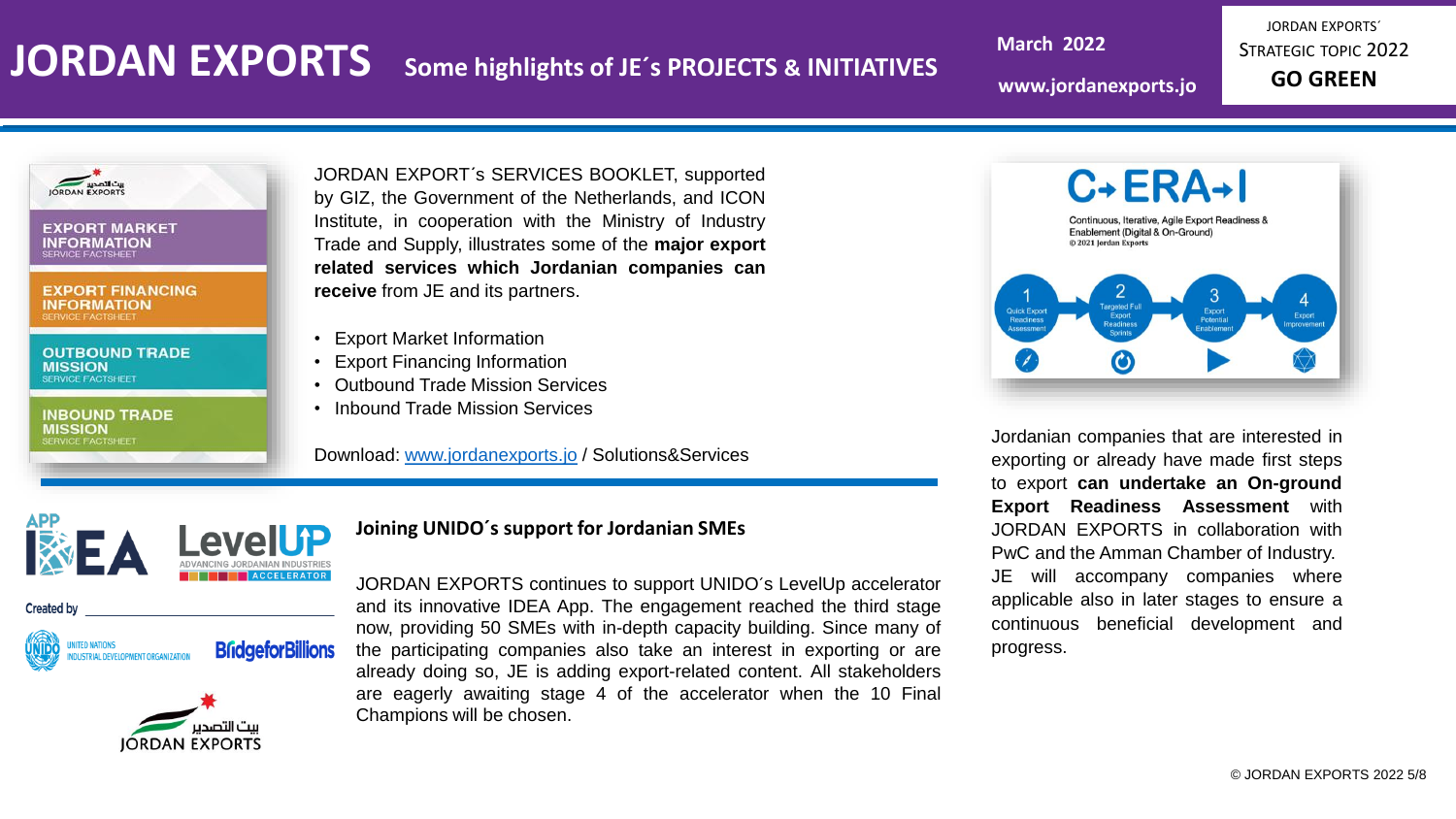# JORDAN EXPORTS

## Some highlights of JE´s PROJECTS & INITIATIVES

March 2022

www.jordanexports.jo

JORDAN EXPORTS´ STRATEGIC TOPIC 2022 **GO GREEN**

JORDAN EXPORT´s SERVICES BOOKLET, supported by GIZ, the Government of the Netherlands, and ICON Institute, in cooperation with the Ministry of Industry Trade and Supply, illustrates some of the **major export related services which Jordanian companies can receive** from JE and its partners.

- Export Market Information
- Export Financing Information
- Outbound Trade Mission Services
- Inbound Trade Mission Services

Download: www.jordanexports.jo / Solutions&Services

### Joining UNIDO´s support for Jordanian SMEs

JORDAN EXPORTS continues to support UNIDO´s LevelUp accelerator and its innovative IDEA App. The engagement reached the third stage now, providing 50 SMEs with in-depth capacity building. Since many of the participating companies also take an interest in exporting or are already doing so, JE is adding export-related content. All stakeholders are eagerly awaiting stage 4 of the accelerator when the 10 Final Champions will be chosen.

Jordanian companies that are interested in exporting or already have made first steps to export **can undertake an On-ground Export Readiness Assessment** with JORDAN EXPORTS in collaboration with PwC and the Amman Chamber of Industry. JE will accompany companies where applicable also in later stages to ensure a continuous beneficial development and progress.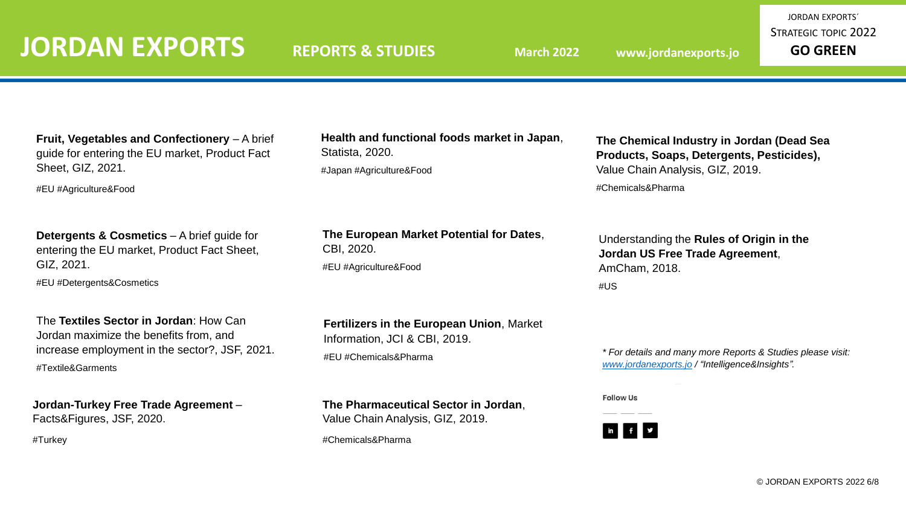# JORDAN EXPORTS

## REPORTS & STUDIES

March 2022 www.jordanexports.jo

JORDAN EXPORTS´ STRATEGIC TOPIC 2022 **GO GREEN**

**Fruit, Vegetables and Confectionery** – A brief guide for entering the EU market, Product Fact Sheet, GIZ, 2021.

#EU #Agriculture&Food

**Detergents & Cosmetics** – A brief guide for entering the EU market, Product Fact Sheet, GIZ, 2021.

#EU #Detergents&Cosmetics

The **Textiles Sector in Jordan**: How Can Jordan maximize the benefits from, and increase employment in the sector?, JSF, 2021.

#Textile&Garments

**Jordan-Turkey Free Trade Agreement** – Facts&Figures, JSF, 2020.

#Turkey

**Health and functional foods market in Japan**, Statista, 2020.

#Japan #Agriculture&Food

**The European Market Potential for Dates**, CBI, 2020.

#EU #Agriculture&Food

**Fertilizers in the European Union**, Market Information, JCI & CBI, 2019.

#EU #Chemicals&Pharma

**The Pharmaceutical Sector in Jordan**, Value Chain Analysis, GIZ, 2019.

#Chemicals&Pharma

**The Chemical Industry in Jordan (Dead Sea Products, Soaps, Detergents, Pesticides),** Value Chain Analysis, GIZ, 2019.

#Chemicals&Pharma

Understanding the **Rules of Origin in the Jordan US Free Trade Agreement**, AmCham, 2018.

#US

*\* For details and many more Reports & Studies please visit: www.jordanexports.jo / "Intelligence&Insights".*

Follow Us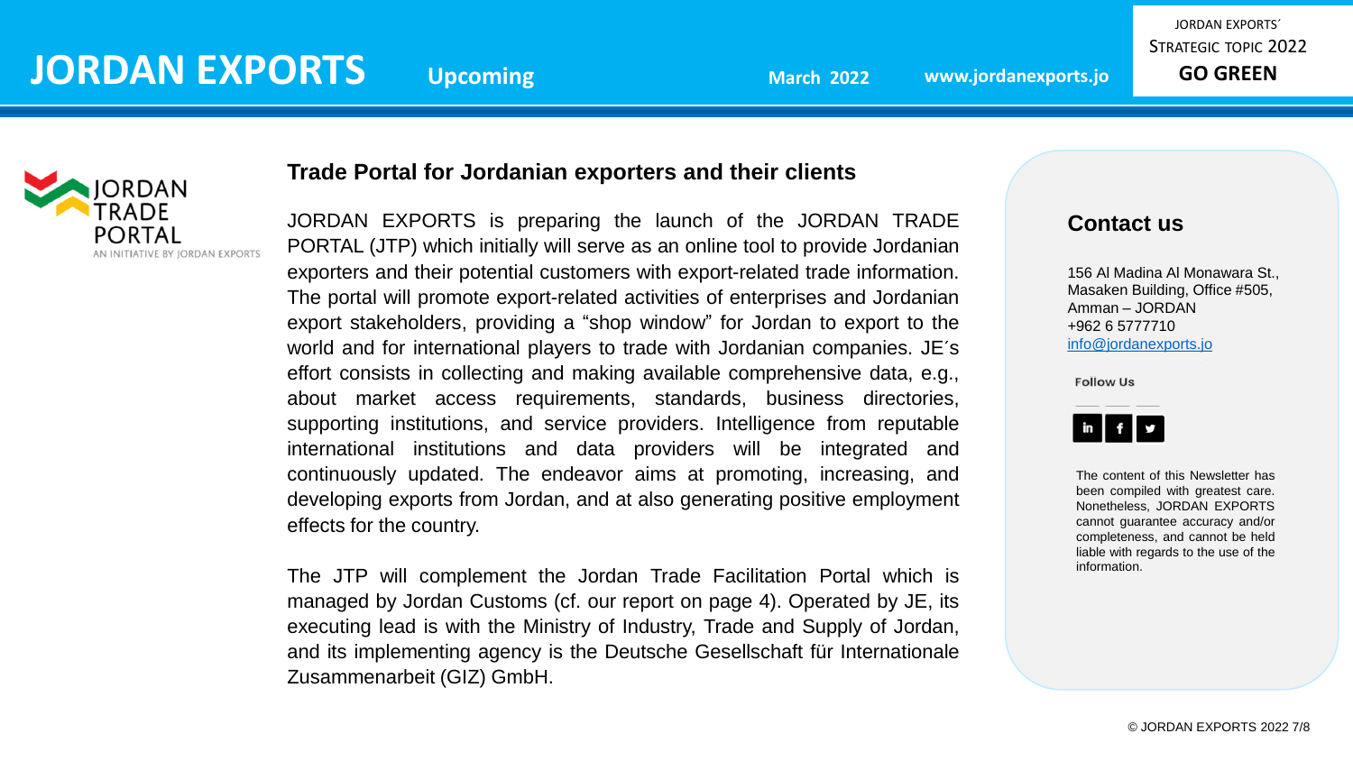## Trade Portal for Jordanian exporters and their clients

JORDAN EXPORTS is preparing the launch of the JORDAN TRADE PORTAL (JTP) which initially will serve as an online tool to provide Jordanian exporters and their potential customers with export-related trade information. The portal will promote export-related activities of enterprises and Jordanian export stakeholders, providing a “shop window” for Jordan to export to the world and for international players to trade with Jordanian companies. JE´s effort consists in collecting and making available comprehensive data, e.g., about market access requirements, standards, business directories, supporting institutions, and service providers. Intelligence from reputable international institutions and data providers will be integrated and continuously updated. The endeavor aims at promoting, increasing, and developing exports from Jordan, and at also generating positive employment effects for the country.

The JTP will complement the Jordan Trade Facilitation Portal which is managed by Jordan Customs (cf. our report on page 4). Operated by JE, its executing lead is with the Ministry of Industry, Trade and Supply of Jordan, and its implementing agency is the Deutsche Gesellschaft für Internationale Zusammenarbeit (GIZ) GmbH.

## Contact us

156 Al Madina Al Monawara St.,
Masaken Building, Office #505,
Amman – JORDAN
+962 6 5777710
info@jordanexports.jo

Follow Us

The content of this Newsletter has been compiled with greatest care. Nonetheless, JORDAN EXPORTS cannot guarantee accuracy and/or completeness, and cannot be held liable with regards to the use of the information.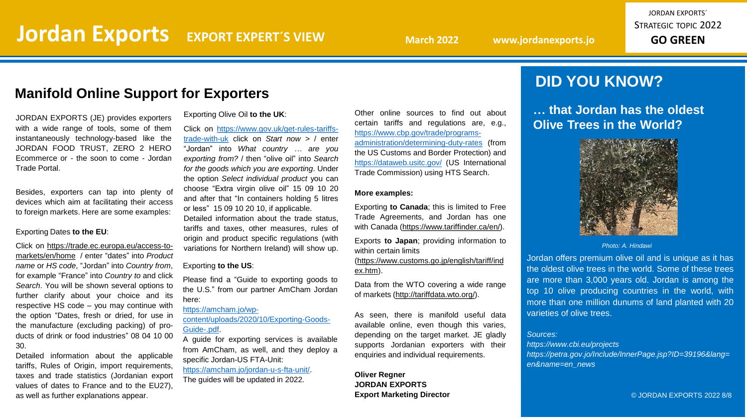# Jordan Exports EXPORT EXPERT´S VIEW

March 2022 www.jordanexports.jo

JORDAN EXPORTS´ STRATEGIC TOPIC 2022 **GO GREEN**

## Manifold Online Support for Exporters

JORDAN EXPORTS (JE) provides exporters with a wide range of tools, some of them instantaneously technology-based like the JORDAN FOOD TRUST, ZERO 2 HERO Ecommerce or - the soon to come - Jordan Trade Portal.

Besides, exporters can tap into plenty of devices which aim at facilitating their access to foreign markets. Here are some examples:

Exporting Dates **to the EU**:

Click on https://trade.ec.europa.eu/access-to-markets/en/home / enter "dates" into *Product name* or *HS code*, "Jordan" into *Country from*, for example "France" into *Country to* and click *Search*. You will be shown several options to further clarify about your choice and its respective HS code – you may continue with the option "Dates, fresh or dried, for use in the manufacture (excluding packing) of products of drink or food industries" 08 04 10 00 30.

Detailed information about the applicable tariffs, Rules of Origin, import requirements, taxes and trade statistics (Jordanian export values of dates to France and to the EU27), as well as further explanations appear.

Exporting Olive Oil **to the UK**:

Click on https://www.gov.uk/get-rules-tariffs-trade-with-uk click on *Start now* > / enter "Jordan" into *What country … are you exporting from?* / then "olive oil" into *Search for the goods which you are exporting*. Under the option *Select individual product* you can choose "Extra virgin olive oil" 15 09 10 20 and after that "In containers holding 5 litres or less" 15 09 10 20 10, if applicable.
Detailed information about the trade status, tariffs and taxes, other measures, rules of origin and product specific regulations (with variations for Northern Ireland) will show up.

Exporting **to the US**:

Please find a "Guide to exporting goods to the U.S." from our partner AmCham Jordan here:
https://amcham.jo/wp-content/uploads/2020/10/Exporting-Goods-Guide-.pdf.
A guide for exporting services is available from AmCham, as well, and they deploy a specific Jordan-US FTA-Unit:
https://amcham.jo/jordan-u-s-fta-unit/.
The guides will be updated in 2022.

Other online sources to find out about certain tariffs and regulations are, e.g., https://www.cbp.gov/trade/programs-administration/determining-duty-rates (from the US Customs and Border Protection) and https://dataweb.usitc.gov/ (US International Trade Commission) using HTS Search.

**More examples:**

Exporting **to Canada**; this is limited to Free Trade Agreements, and Jordan has one with Canada (https://www.tariffinder.ca/en/).

Exports **to Japan**; providing information to within certain limits
(https://www.customs.go.jp/english/tariff/index.htm).

Data from the WTO covering a wide range of markets (http://tariffdata.wto.org/).

As seen, there is manifold useful data available online, even though this varies, depending on the target market. JE gladly supports Jordanian exporters with their enquiries and individual requirements.

**Oliver Regner**
**JORDAN EXPORTS**
**Export Marketing Director**

## DID YOU KNOW?

### … that Jordan has the oldest Olive Trees in the World?

*Photo: A. Hindawi*

Jordan offers premium olive oil and is unique as it has the oldest olive trees in the world. Some of these trees are more than 3,000 years old. Jordan is among the top 10 olive producing countries in the world, with more than one million dunums of land planted with 20 varieties of olive trees.

*Sources:*
*https://www.cbi.eu/projects*
*https://petra.gov.jo/Include/InnerPage.jsp?ID=39196&lang=en&name=en_news*

© JORDAN EXPORTS 2022